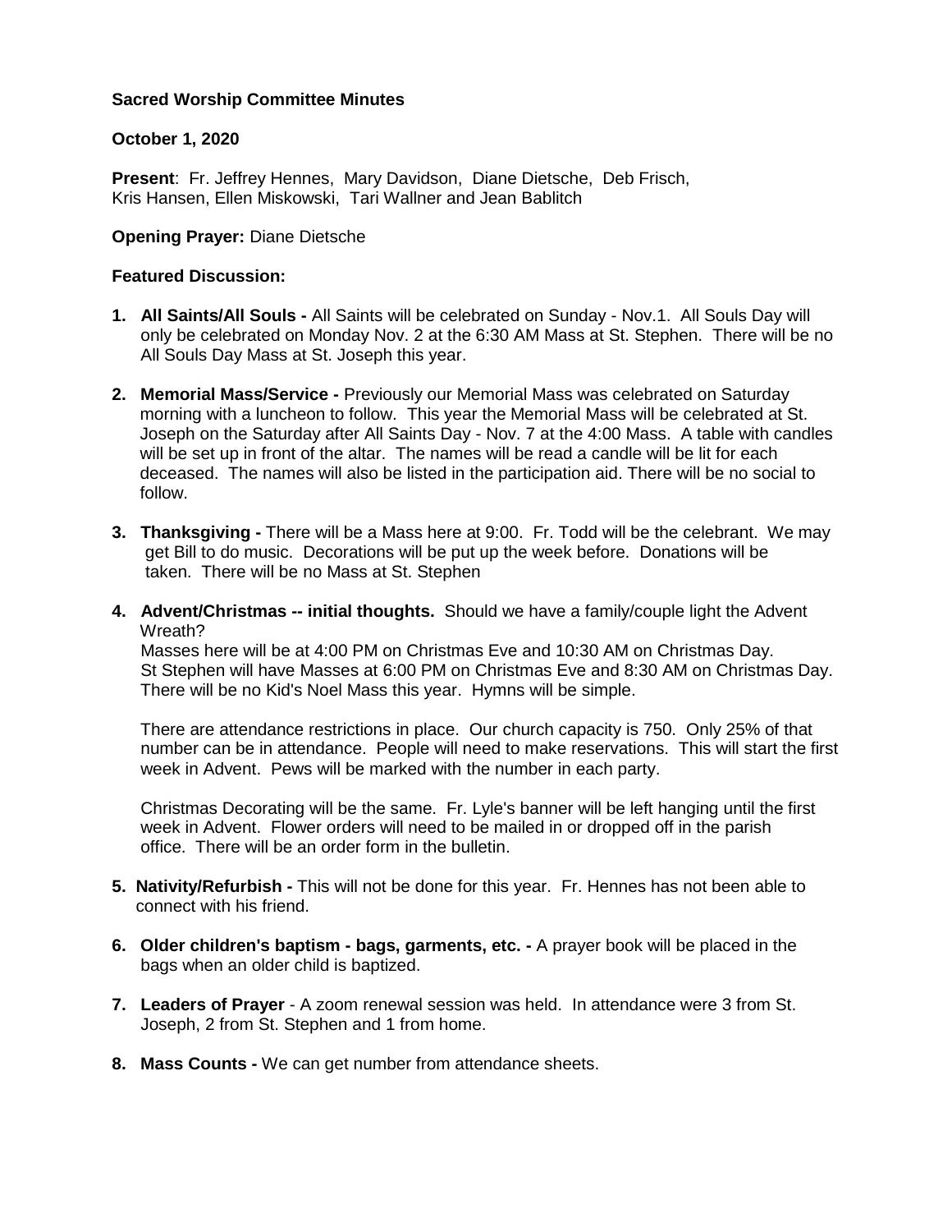**Sacred Worship Committee Minutes**

**October 1, 2020**

**Present**: Fr. Jeffrey Hennes, Mary Davidson, Diane Dietsche, Deb Frisch, Kris Hansen, Ellen Miskowski, Tari Wallner and Jean Bablitch

**Opening Prayer:** Diane Dietsche

**Featured Discussion:**

1. **All Saints/All Souls -** All Saints will be celebrated on Sunday - Nov.1. All Souls Day will only be celebrated on Monday Nov. 2 at the 6:30 AM Mass at St. Stephen. There will be no All Souls Day Mass at St. Joseph this year.

2. **Memorial Mass/Service -** Previously our Memorial Mass was celebrated on Saturday morning with a luncheon to follow. This year the Memorial Mass will be celebrated at St. Joseph on the Saturday after All Saints Day - Nov. 7 at the 4:00 Mass. A table with candles will be set up in front of the altar. The names will be read a candle will be lit for each deceased. The names will also be listed in the participation aid. There will be no social to follow.

3. **Thanksgiving -** There will be a Mass here at 9:00. Fr. Todd will be the celebrant. We may get Bill to do music. Decorations will be put up the week before. Donations will be taken. There will be no Mass at St. Stephen

4. **Advent/Christmas -- initial thoughts.** Should we have a family/couple light the Advent Wreath?
   Masses here will be at 4:00 PM on Christmas Eve and 10:30 AM on Christmas Day. St Stephen will have Masses at 6:00 PM on Christmas Eve and 8:30 AM on Christmas Day. There will be no Kid's Noel Mass this year. Hymns will be simple.

   There are attendance restrictions in place. Our church capacity is 750. Only 25% of that number can be in attendance. People will need to make reservations. This will start the first week in Advent. Pews will be marked with the number in each party.

   Christmas Decorating will be the same. Fr. Lyle's banner will be left hanging until the first week in Advent. Flower orders will need to be mailed in or dropped off in the parish office. There will be an order form in the bulletin.

5. **Nativity/Refurbish -** This will not be done for this year. Fr. Hennes has not been able to connect with his friend.

6. **Older children's baptism - bags, garments, etc. -** A prayer book will be placed in the bags when an older child is baptized.

7. **Leaders of Prayer** - A zoom renewal session was held. In attendance were 3 from St. Joseph, 2 from St. Stephen and 1 from home.

8. **Mass Counts -** We can get number from attendance sheets.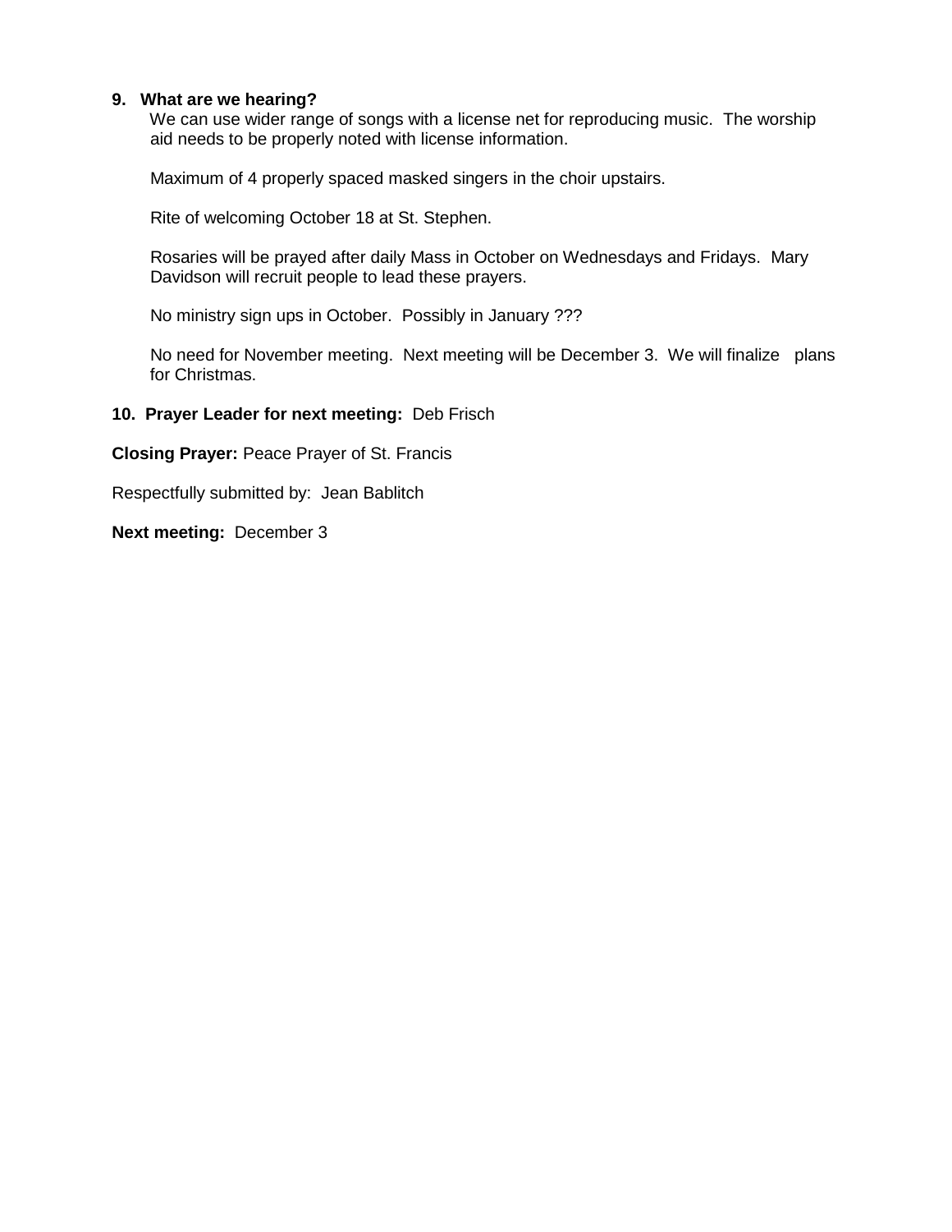**9. What are we hearing?**

We can use wider range of songs with a license net for reproducing music. The worship aid needs to be properly noted with license information.

Maximum of 4 properly spaced masked singers in the choir upstairs.

Rite of welcoming October 18 at St. Stephen.

Rosaries will be prayed after daily Mass in October on Wednesdays and Fridays. Mary Davidson will recruit people to lead these prayers.

No ministry sign ups in October. Possibly in January ???

No need for November meeting. Next meeting will be December 3. We will finalize plans for Christmas.

**10. Prayer Leader for next meeting:** Deb Frisch

**Closing Prayer:** Peace Prayer of St. Francis

Respectfully submitted by: Jean Bablitch

**Next meeting:** December 3